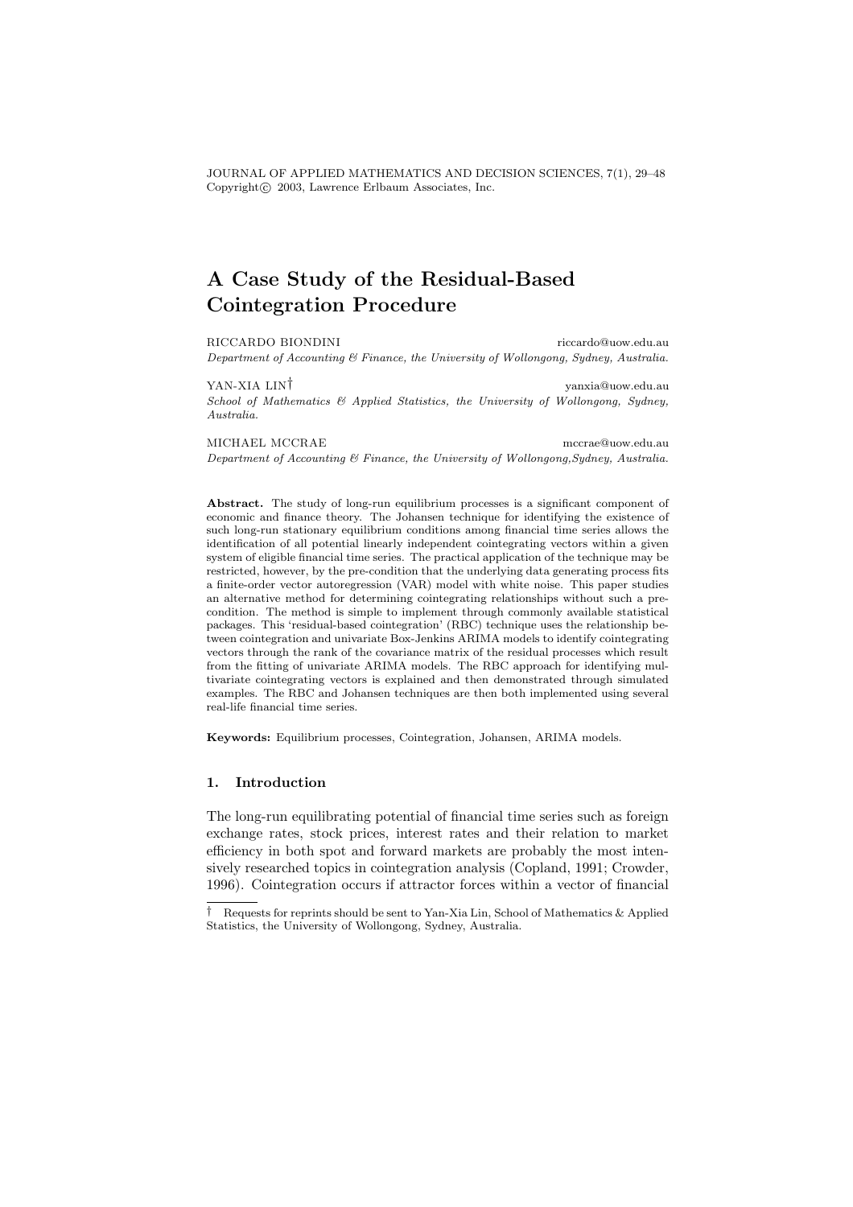# A Case Study of the Residual-Based Cointegration Procedure

RICCARDO BIONDINI riccardo@uow.edu.au
*Department of Accounting & Finance, the University of Wollongong, Sydney, Australia.*

YAN-XIA LIN† yanxia@uow.edu.au
*School of Mathematics & Applied Statistics, the University of Wollongong, Sydney, Australia.*

MICHAEL MCCRAE mccrae@uow.edu.au
*Department of Accounting & Finance, the University of Wollongong,Sydney, Australia.*

**Abstract.** The study of long-run equilibrium processes is a significant component of economic and finance theory. The Johansen technique for identifying the existence of such long-run stationary equilibrium conditions among financial time series allows the identification of all potential linearly independent cointegrating vectors within a given system of eligible financial time series. The practical application of the technique may be restricted, however, by the pre-condition that the underlying data generating process fits a finite-order vector autoregression (VAR) model with white noise. This paper studies an alternative method for determining cointegrating relationships without such a pre-condition. The method is simple to implement through commonly available statistical packages. This 'residual-based cointegration' (RBC) technique uses the relationship between cointegration and univariate Box-Jenkins ARIMA models to identify cointegrating vectors through the rank of the covariance matrix of the residual processes which result from the fitting of univariate ARIMA models. The RBC approach for identifying multivariate cointegrating vectors is explained and then demonstrated through simulated examples. The RBC and Johansen techniques are then both implemented using several real-life financial time series.

**Keywords:** Equilibrium processes, Cointegration, Johansen, ARIMA models.

## 1. Introduction

The long-run equilibrating potential of financial time series such as foreign exchange rates, stock prices, interest rates and their relation to market efficiency in both spot and forward markets are probably the most intensively researched topics in cointegration analysis (Copland, 1991; Crowder, 1996). Cointegration occurs if attractor forces within a vector of financial

† Requests for reprints should be sent to Yan-Xia Lin, School of Mathematics & Applied Statistics, the University of Wollongong, Sydney, Australia.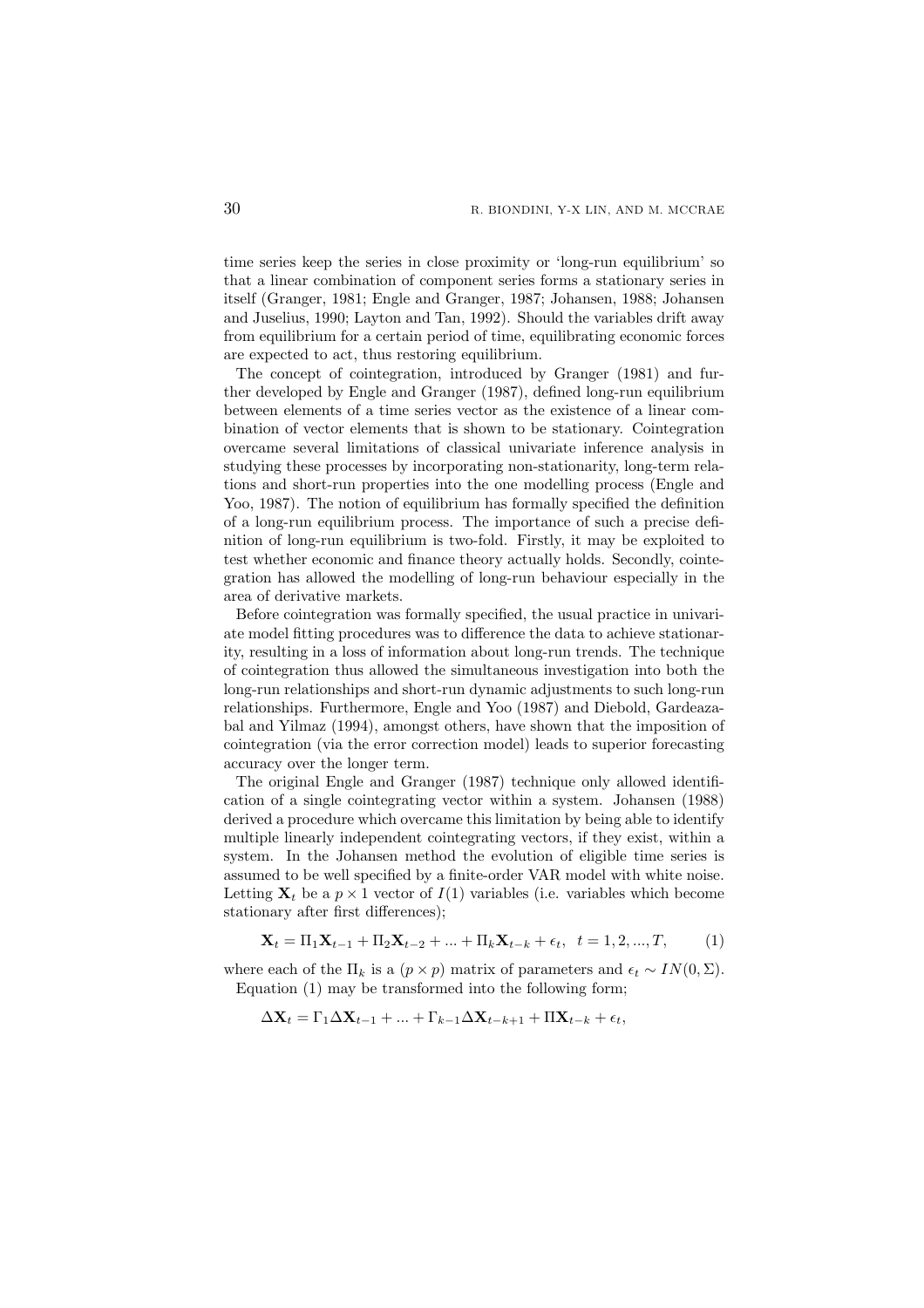time series keep the series in close proximity or 'long-run equilibrium' so that a linear combination of component series forms a stationary series in itself (Granger, 1981; Engle and Granger, 1987; Johansen, 1988; Johansen and Juselius, 1990; Layton and Tan, 1992). Should the variables drift away from equilibrium for a certain period of time, equilibrating economic forces are expected to act, thus restoring equilibrium.

The concept of cointegration, introduced by Granger (1981) and further developed by Engle and Granger (1987), defined long-run equilibrium between elements of a time series vector as the existence of a linear combination of vector elements that is shown to be stationary. Cointegration overcame several limitations of classical univariate inference analysis in studying these processes by incorporating non-stationarity, long-term relations and short-run properties into the one modelling process (Engle and Yoo, 1987). The notion of equilibrium has formally specified the definition of a long-run equilibrium process. The importance of such a precise definition of long-run equilibrium is two-fold. Firstly, it may be exploited to test whether economic and finance theory actually holds. Secondly, cointegration has allowed the modelling of long-run behaviour especially in the area of derivative markets.

Before cointegration was formally specified, the usual practice in univariate model fitting procedures was to difference the data to achieve stationarity, resulting in a loss of information about long-run trends. The technique of cointegration thus allowed the simultaneous investigation into both the long-run relationships and short-run dynamic adjustments to such long-run relationships. Furthermore, Engle and Yoo (1987) and Diebold, Gardeazabal and Yilmaz (1994), amongst others, have shown that the imposition of cointegration (via the error correction model) leads to superior forecasting accuracy over the longer term.

The original Engle and Granger (1987) technique only allowed identification of a single cointegrating vector within a system. Johansen (1988) derived a procedure which overcame this limitation by being able to identify multiple linearly independent cointegrating vectors, if they exist, within a system. In the Johansen method the evolution of eligible time series is assumed to be well specified by a finite-order VAR model with white noise. Letting $\mathbf{X}_t$ be a $p \times 1$ vector of $I(1)$ variables (i.e. variables which become stationary after first differences);

$$\mathbf{X}_t = \Pi_1 \mathbf{X}_{t-1} + \Pi_2 \mathbf{X}_{t-2} + ... + \Pi_k \mathbf{X}_{t-k} + \epsilon_t, \quad t = 1, 2, ..., T, \tag{1}$$

where each of the $\Pi_k$ is a $(p \times p)$ matrix of parameters and $\epsilon_t \sim IN(0, \Sigma)$.

Equation (1) may be transformed into the following form;

$$\Delta \mathbf{X}_t = \Gamma_1 \Delta \mathbf{X}_{t-1} + ... + \Gamma_{k-1} \Delta \mathbf{X}_{t-k+1} + \Pi \mathbf{X}_{t-k} + \epsilon_t,$$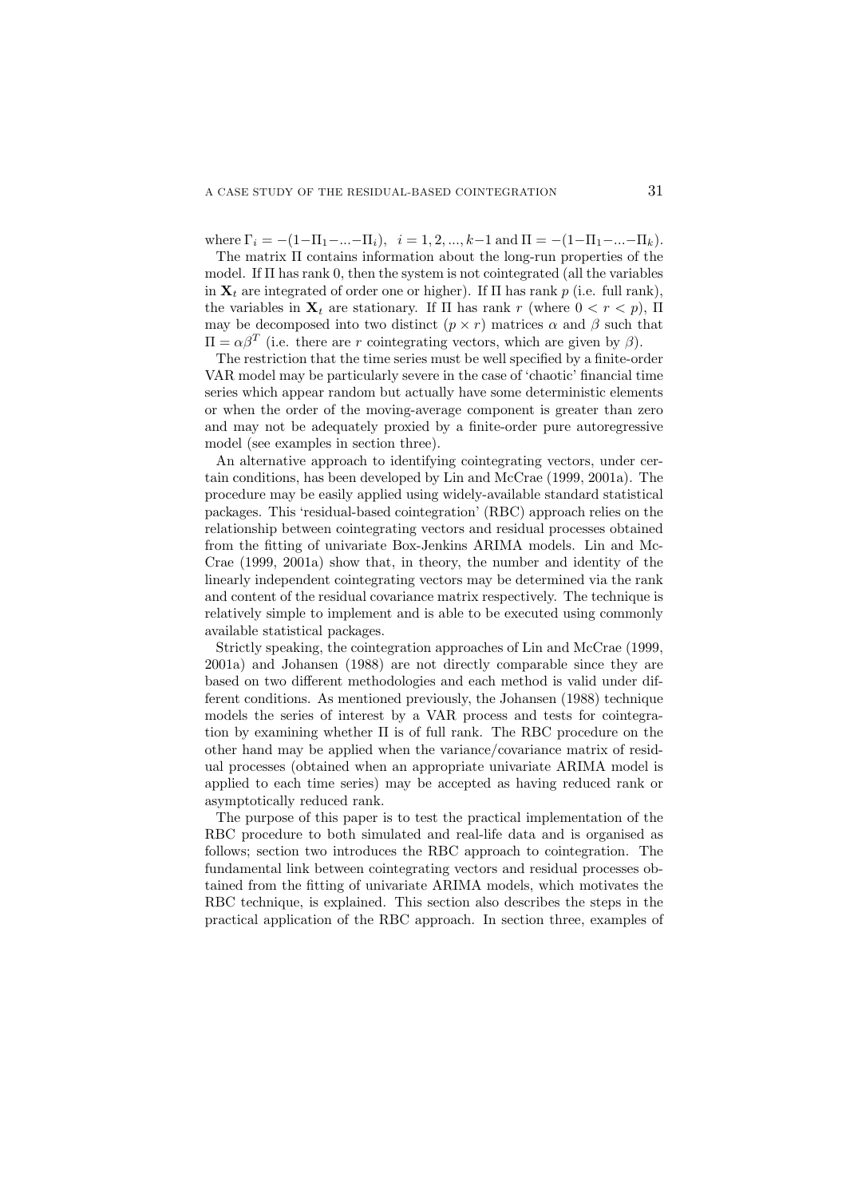where $\Gamma_i = -(1-\Pi_1-...-\Pi_i)$, $i = 1, 2, ..., k-1$ and $\Pi = -(1-\Pi_1-...-\Pi_k)$.

The matrix $\Pi$ contains information about the long-run properties of the model. If $\Pi$ has rank 0, then the system is not cointegrated (all the variables in $\mathbf{X}_t$ are integrated of order one or higher). If $\Pi$ has rank $p$ (i.e. full rank), the variables in $\mathbf{X}_t$ are stationary. If $\Pi$ has rank $r$ (where $0 < r < p$), $\Pi$ may be decomposed into two distinct $(p \times r)$ matrices $\alpha$ and $\beta$ such that $\Pi = \alpha\beta^T$ (i.e. there are $r$ cointegrating vectors, which are given by $\beta$).

The restriction that the time series must be well specified by a finite-order VAR model may be particularly severe in the case of 'chaotic' financial time series which appear random but actually have some deterministic elements or when the order of the moving-average component is greater than zero and may not be adequately proxied by a finite-order pure autoregressive model (see examples in section three).

An alternative approach to identifying cointegrating vectors, under certain conditions, has been developed by Lin and McCrae (1999, 2001a). The procedure may be easily applied using widely-available standard statistical packages. This 'residual-based cointegration' (RBC) approach relies on the relationship between cointegrating vectors and residual processes obtained from the fitting of univariate Box-Jenkins ARIMA models. Lin and McCrae (1999, 2001a) show that, in theory, the number and identity of the linearly independent cointegrating vectors may be determined via the rank and content of the residual covariance matrix respectively. The technique is relatively simple to implement and is able to be executed using commonly available statistical packages.

Strictly speaking, the cointegration approaches of Lin and McCrae (1999, 2001a) and Johansen (1988) are not directly comparable since they are based on two different methodologies and each method is valid under different conditions. As mentioned previously, the Johansen (1988) technique models the series of interest by a VAR process and tests for cointegration by examining whether $\Pi$ is of full rank. The RBC procedure on the other hand may be applied when the variance/covariance matrix of residual processes (obtained when an appropriate univariate ARIMA model is applied to each time series) may be accepted as having reduced rank or asymptotically reduced rank.

The purpose of this paper is to test the practical implementation of the RBC procedure to both simulated and real-life data and is organised as follows; section two introduces the RBC approach to cointegration. The fundamental link between cointegrating vectors and residual processes obtained from the fitting of univariate ARIMA models, which motivates the RBC technique, is explained. This section also describes the steps in the practical application of the RBC approach. In section three, examples of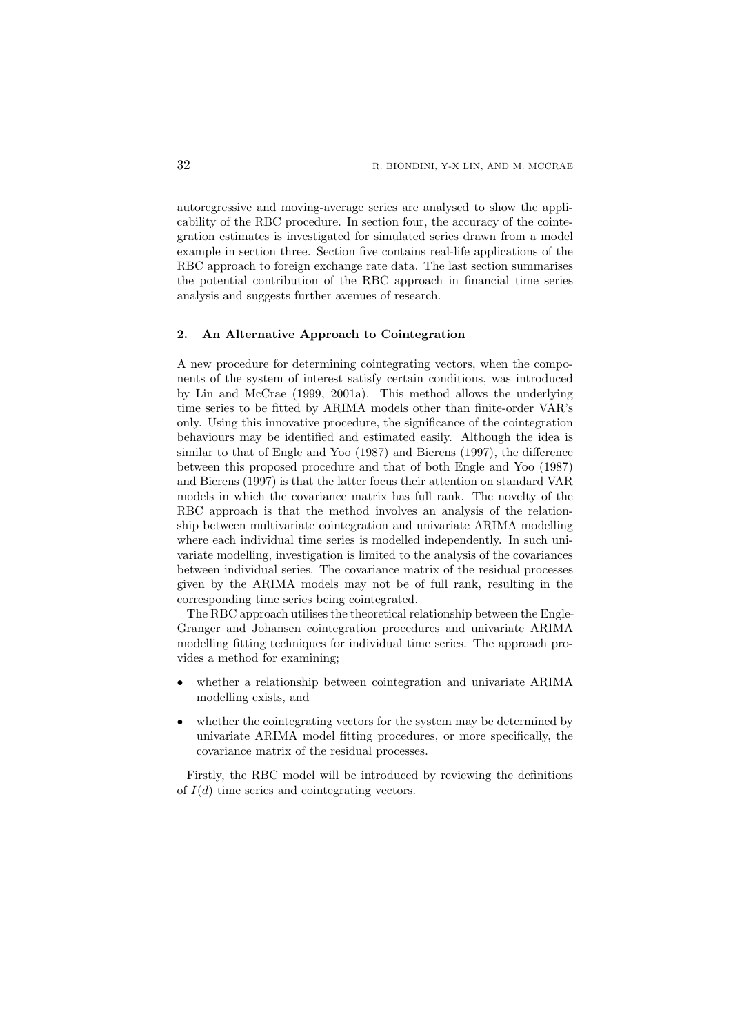autoregressive and moving-average series are analysed to show the applicability of the RBC procedure. In section four, the accuracy of the cointegration estimates is investigated for simulated series drawn from a model example in section three. Section five contains real-life applications of the RBC approach to foreign exchange rate data. The last section summarises the potential contribution of the RBC approach in financial time series analysis and suggests further avenues of research.

## 2. An Alternative Approach to Cointegration

A new procedure for determining cointegrating vectors, when the components of the system of interest satisfy certain conditions, was introduced by Lin and McCrae (1999, 2001a). This method allows the underlying time series to be fitted by ARIMA models other than finite-order VAR's only. Using this innovative procedure, the significance of the cointegration behaviours may be identified and estimated easily. Although the idea is similar to that of Engle and Yoo (1987) and Bierens (1997), the difference between this proposed procedure and that of both Engle and Yoo (1987) and Bierens (1997) is that the latter focus their attention on standard VAR models in which the covariance matrix has full rank. The novelty of the RBC approach is that the method involves an analysis of the relationship between multivariate cointegration and univariate ARIMA modelling where each individual time series is modelled independently. In such univariate modelling, investigation is limited to the analysis of the covariances between individual series. The covariance matrix of the residual processes given by the ARIMA models may not be of full rank, resulting in the corresponding time series being cointegrated.

The RBC approach utilises the theoretical relationship between the Engle-Granger and Johansen cointegration procedures and univariate ARIMA modelling fitting techniques for individual time series. The approach provides a method for examining;

- whether a relationship between cointegration and univariate ARIMA modelling exists, and
- whether the cointegrating vectors for the system may be determined by univariate ARIMA model fitting procedures, or more specifically, the covariance matrix of the residual processes.

Firstly, the RBC model will be introduced by reviewing the definitions of $I(d)$ time series and cointegrating vectors.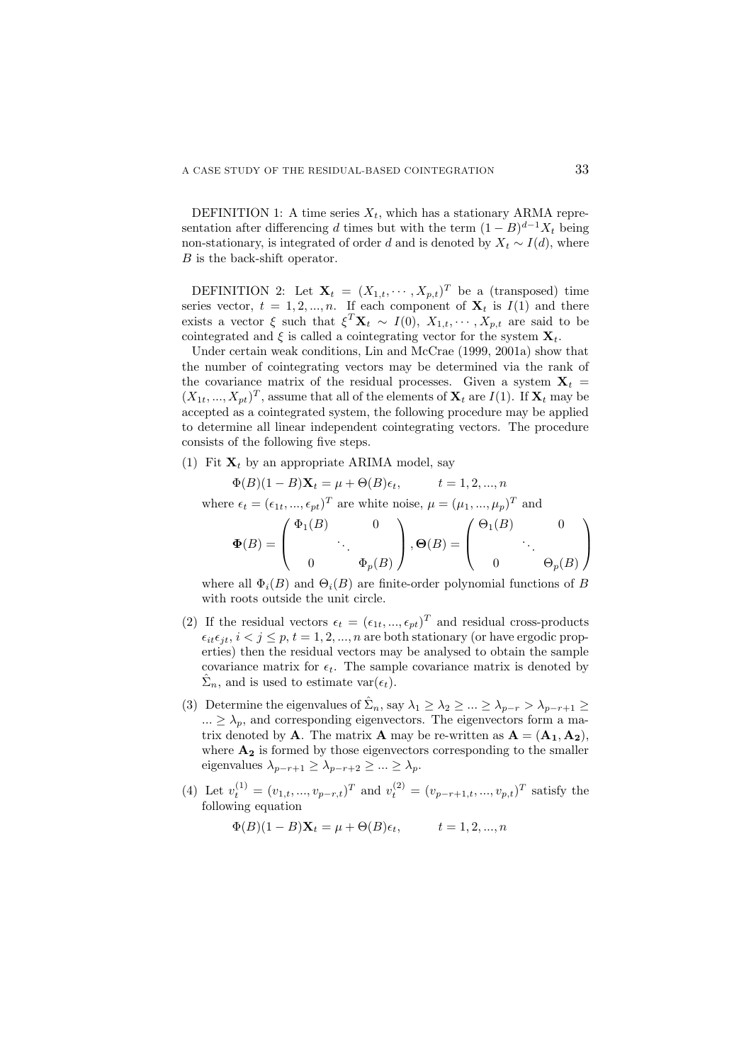DEFINITION 1: A time series $X_t$, which has a stationary ARMA representation after differencing $d$ times but with the term $(1-B)^{d-1}X_t$ being non-stationary, is integrated of order $d$ and is denoted by $X_t \sim I(d)$, where $B$ is the back-shift operator.

DEFINITION 2: Let $\mathbf{X}_t = (X_{1,t}, \cdots, X_{p,t})^T$ be a (transposed) time series vector, $t = 1, 2, ..., n$. If each component of $\mathbf{X}_t$ is $I(1)$ and there exists a vector $\xi$ such that $\xi^T \mathbf{X}_t \sim I(0)$, $X_{1,t}, \cdots, X_{p,t}$ are said to be cointegrated and $\xi$ is called a cointegrating vector for the system $\mathbf{X}_t$.

Under certain weak conditions, Lin and McCrae (1999, 2001a) show that the number of cointegrating vectors may be determined via the rank of the covariance matrix of the residual processes. Given a system $\mathbf{X}_t = (X_{1t}, ..., X_{pt})^T$, assume that all of the elements of $\mathbf{X}_t$ are $I(1)$. If $\mathbf{X}_t$ may be accepted as a cointegrated system, the following procedure may be applied to determine all linear independent cointegrating vectors. The procedure consists of the following five steps.

(1) Fit $\mathbf{X}_t$ by an appropriate ARIMA model, say

$$\Phi(B)(1-B)\mathbf{X}_t = \mu + \Theta(B)\epsilon_t, \qquad t = 1, 2, ..., n$$

where $\epsilon_t = (\epsilon_{1t}, ..., \epsilon_{pt})^T$ are white noise, $\mu = (\mu_1, ..., \mu_p)^T$ and

$$\mathbf{\Phi}(B) = \begin{pmatrix} \Phi_1(B) & & 0 \\ & \ddots & \\ 0 & & \Phi_p(B) \end{pmatrix}, \mathbf{\Theta}(B) = \begin{pmatrix} \Theta_1(B) & & 0 \\ & \ddots & \\ 0 & & \Theta_p(B) \end{pmatrix}$$

where all $\Phi_i(B)$ and $\Theta_i(B)$ are finite-order polynomial functions of $B$ with roots outside the unit circle.

(2) If the residual vectors $\epsilon_t = (\epsilon_{1t}, ..., \epsilon_{pt})^T$ and residual cross-products $\epsilon_{it}\epsilon_{jt}$, $i < j \leq p$, $t = 1, 2, ..., n$ are both stationary (or have ergodic properties) then the residual vectors may be analysed to obtain the sample covariance matrix for $\epsilon_t$. The sample covariance matrix is denoted by $\hat{\Sigma}_n$, and is used to estimate $\text{var}(\epsilon_t)$.

(3) Determine the eigenvalues of $\hat{\Sigma}_n$, say $\lambda_1 \geq \lambda_2 \geq ... \geq \lambda_{p-r} > \lambda_{p-r+1} \geq ... \geq \lambda_p$, and corresponding eigenvectors. The eigenvectors form a matrix denoted by $\mathbf{A}$. The matrix $\mathbf{A}$ may be re-written as $\mathbf{A} = (\mathbf{A_1}, \mathbf{A_2})$, where $\mathbf{A_2}$ is formed by those eigenvectors corresponding to the smaller eigenvalues $\lambda_{p-r+1} \geq \lambda_{p-r+2} \geq ... \geq \lambda_p$.

(4) Let $v_t^{(1)} = (v_{1,t}, ..., v_{p-r,t})^T$ and $v_t^{(2)} = (v_{p-r+1,t}, ..., v_{p,t})^T$ satisfy the following equation

$$\Phi(B)(1-B)\mathbf{X}_t = \mu + \Theta(B)\epsilon_t, \qquad t = 1, 2, ..., n$$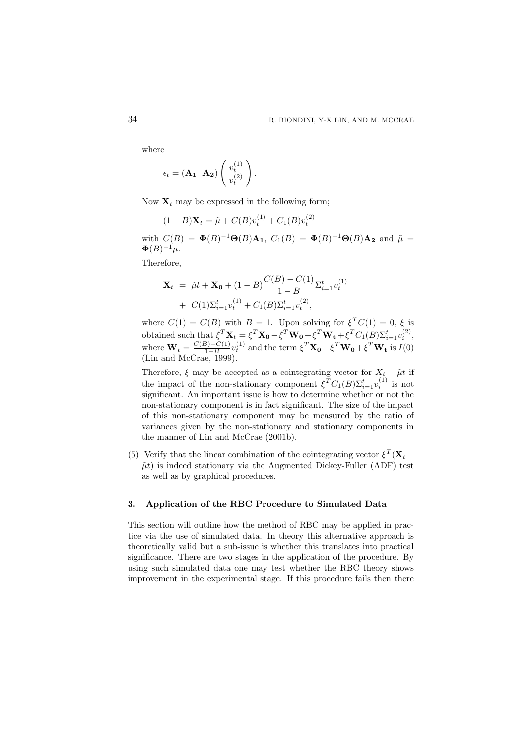where

$$\epsilon_t = (\mathbf{A_1} \ \ \mathbf{A_2}) \begin{pmatrix} v_t^{(1)} \\ v_t^{(2)} \end{pmatrix}.$$

Now $\mathbf{X}_t$ may be expressed in the following form;

$$(1-B)\mathbf{X}_t = \tilde{\mu} + C(B)v_t^{(1)} + C_1(B)v_t^{(2)}$$

with $C(B) = \mathbf{\Phi}(B)^{-1}\mathbf{\Theta}(B)\mathbf{A_1}$, $C_1(B) = \mathbf{\Phi}(B)^{-1}\mathbf{\Theta}(B)\mathbf{A_2}$ and $\tilde{\mu} = \mathbf{\Phi}(B)^{-1}\mu$.

Therefore,

$$\begin{aligned} \mathbf{X}_t &= \tilde{\mu}t + \mathbf{X_0} + (1-B)\frac{C(B) - C(1)}{1-B}\Sigma_{i=1}^t v_t^{(1)} \\ &+ \ C(1)\Sigma_{i=1}^t v_t^{(1)} + C_1(B)\Sigma_{i=1}^t v_t^{(2)}, \end{aligned}$$

where $C(1) = C(B)$ with $B = 1$. Upon solving for $\xi^T C(1) = 0$, $\xi$ is obtained such that $\xi^T \mathbf{X}_t = \xi^T \mathbf{X_0} - \xi^T \mathbf{W_0} + \xi^T \mathbf{W_t} + \xi^T C_1(B)\Sigma_{i=1}^t v_i^{(2)}$, where $\mathbf{W}_t = \frac{C(B)-C(1)}{1-B}v_t^{(1)}$ and the term $\xi^T \mathbf{X_0} - \xi^T \mathbf{W_0} + \xi^T \mathbf{W_t}$ is $I(0)$ (Lin and McCrae, 1999).

Therefore, $\xi$ may be accepted as a cointegrating vector for $X_t - \tilde{\mu}t$ if the impact of the non-stationary component $\xi^T C_1(B)\Sigma_{i=1}^t v_i^{(1)}$ is not significant. An important issue is how to determine whether or not the non-stationary component is in fact significant. The size of the impact of this non-stationary component may be measured by the ratio of variances given by the non-stationary and stationary components in the manner of Lin and McCrae (2001b).

(5) Verify that the linear combination of the cointegrating vector $\xi^T(\mathbf{X}_t - \tilde{\mu}t)$ is indeed stationary via the Augmented Dickey-Fuller (ADF) test as well as by graphical procedures.

## 3. Application of the RBC Procedure to Simulated Data

This section will outline how the method of RBC may be applied in practice via the use of simulated data. In theory this alternative approach is theoretically valid but a sub-issue is whether this translates into practical significance. There are two stages in the application of the procedure. By using such simulated data one may test whether the RBC theory shows improvement in the experimental stage. If this procedure fails then there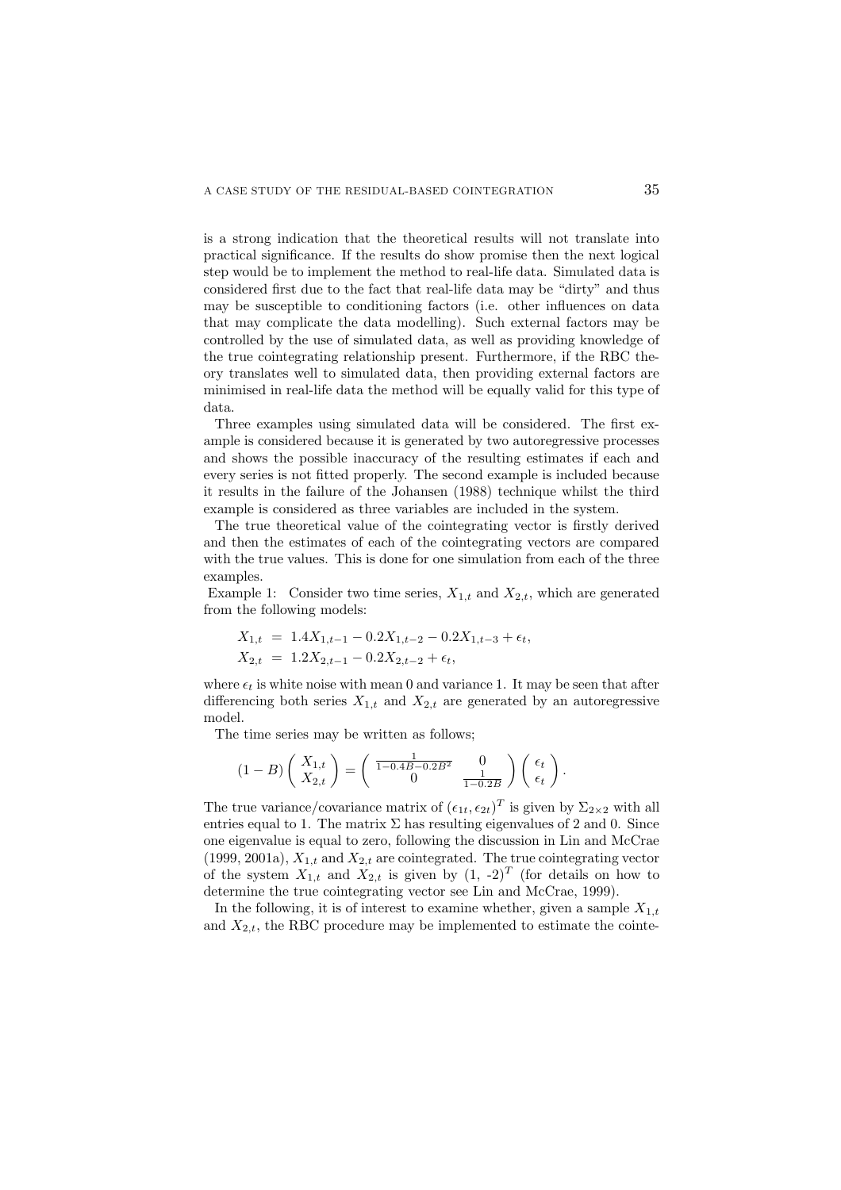is a strong indication that the theoretical results will not translate into practical significance. If the results do show promise then the next logical step would be to implement the method to real-life data. Simulated data is considered first due to the fact that real-life data may be "dirty" and thus may be susceptible to conditioning factors (i.e. other influences on data that may complicate the data modelling). Such external factors may be controlled by the use of simulated data, as well as providing knowledge of the true cointegrating relationship present. Furthermore, if the RBC theory translates well to simulated data, then providing external factors are minimised in real-life data the method will be equally valid for this type of data.

Three examples using simulated data will be considered. The first example is considered because it is generated by two autoregressive processes and shows the possible inaccuracy of the resulting estimates if each and every series is not fitted properly. The second example is included because it results in the failure of the Johansen (1988) technique whilst the third example is considered as three variables are included in the system.

The true theoretical value of the cointegrating vector is firstly derived and then the estimates of each of the cointegrating vectors are compared with the true values. This is done for one simulation from each of the three examples.

Example 1: Consider two time series, $X_{1,t}$ and $X_{2,t}$, which are generated from the following models:

$$
\begin{aligned}
X_{1,t} &= 1.4X_{1,t-1} - 0.2X_{1,t-2} - 0.2X_{1,t-3} + \epsilon_t, \\
X_{2,t} &= 1.2X_{2,t-1} - 0.2X_{2,t-2} + \epsilon_t,
\end{aligned}
$$

where $\epsilon_t$ is white noise with mean 0 and variance 1. It may be seen that after differencing both series $X_{1,t}$ and $X_{2,t}$ are generated by an autoregressive model.

The time series may be written as follows;

$$
(1-B)\begin{pmatrix} X_{1,t} \\ X_{2,t} \end{pmatrix} = \begin{pmatrix} \frac{1}{1-0.4B-0.2B^2} & 0 \\ 0 & \frac{1}{1-0.2B} \end{pmatrix} \begin{pmatrix} \epsilon_t \\ \epsilon_t \end{pmatrix}.
$$

The true variance/covariance matrix of $(\epsilon_{1t}, \epsilon_{2t})^T$ is given by $\Sigma_{2\times 2}$ with all entries equal to 1. The matrix $\Sigma$ has resulting eigenvalues of 2 and 0. Since one eigenvalue is equal to zero, following the discussion in Lin and McCrae (1999, 2001a), $X_{1,t}$ and $X_{2,t}$ are cointegrated. The true cointegrating vector of the system $X_{1,t}$ and $X_{2,t}$ is given by $(1, \text{-}2)^T$ (for details on how to determine the true cointegrating vector see Lin and McCrae, 1999).

In the following, it is of interest to examine whether, given a sample $X_{1,t}$ and $X_{2,t}$, the RBC procedure may be implemented to estimate the cointe-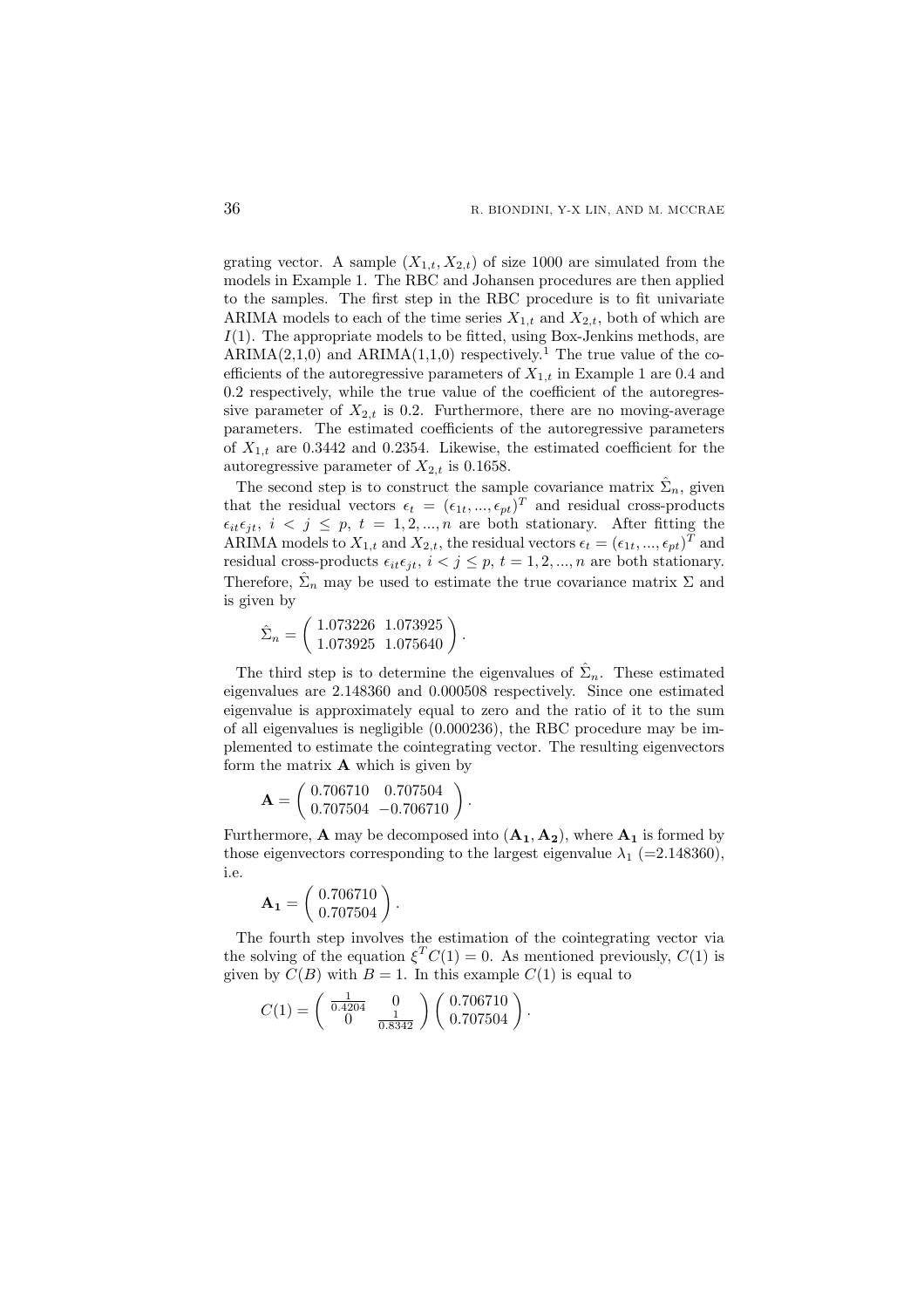grating vector. A sample $(X_{1,t}, X_{2,t})$ of size 1000 are simulated from the models in Example 1. The RBC and Johansen procedures are then applied to the samples. The first step in the RBC procedure is to fit univariate ARIMA models to each of the time series $X_{1,t}$ and $X_{2,t}$, both of which are $I(1)$. The appropriate models to be fitted, using Box-Jenkins methods, are ARIMA(2,1,0) and ARIMA(1,1,0) respectively.[1] The true value of the coefficients of the autoregressive parameters of $X_{1,t}$ in Example 1 are 0.4 and 0.2 respectively, while the true value of the coefficient of the autoregressive parameter of $X_{2,t}$ is 0.2. Furthermore, there are no moving-average parameters. The estimated coefficients of the autoregressive parameters of $X_{1,t}$ are 0.3442 and 0.2354. Likewise, the estimated coefficient for the autoregressive parameter of $X_{2,t}$ is 0.1658.

The second step is to construct the sample covariance matrix $\hat{\Sigma}_n$, given that the residual vectors $\epsilon_t = (\epsilon_{1t}, ..., \epsilon_{pt})^T$ and residual cross-products $\epsilon_{it}\epsilon_{jt}$, $i < j \leq p$, $t = 1, 2, ..., n$ are both stationary. After fitting the ARIMA models to $X_{1,t}$ and $X_{2,t}$, the residual vectors $\epsilon_t = (\epsilon_{1t}, ..., \epsilon_{pt})^T$ and residual cross-products $\epsilon_{it}\epsilon_{jt}$, $i < j \leq p$, $t = 1, 2, ..., n$ are both stationary. Therefore, $\hat{\Sigma}_n$ may be used to estimate the true covariance matrix $\Sigma$ and is given by

$$\hat{\Sigma}_n = \begin{pmatrix} 1.073226 & 1.073925 \\ 1.073925 & 1.075640 \end{pmatrix}.$$

The third step is to determine the eigenvalues of $\hat{\Sigma}_n$. These estimated eigenvalues are 2.148360 and 0.000508 respectively. Since one estimated eigenvalue is approximately equal to zero and the ratio of it to the sum of all eigenvalues is negligible (0.000236), the RBC procedure may be implemented to estimate the cointegrating vector. The resulting eigenvectors form the matrix $\mathbf{A}$ which is given by

$$\mathbf{A} = \begin{pmatrix} 0.706710 & 0.707504 \\ 0.707504 & -0.706710 \end{pmatrix}.$$

Furthermore, $\mathbf{A}$ may be decomposed into $(\mathbf{A_1}, \mathbf{A_2})$, where $\mathbf{A_1}$ is formed by those eigenvectors corresponding to the largest eigenvalue $\lambda_1$ (=2.148360), i.e.

$$\mathbf{A_1} = \begin{pmatrix} 0.706710 \\ 0.707504 \end{pmatrix}.$$

The fourth step involves the estimation of the cointegrating vector via the solving of the equation $\xi^T C(1) = 0$. As mentioned previously, $C(1)$ is given by $C(B)$ with $B = 1$. In this example $C(1)$ is equal to

$$C(1) = \begin{pmatrix} \frac{1}{0.4204} & 0 \\ 0 & \frac{1}{0.8342} \end{pmatrix} \begin{pmatrix} 0.706710 \\ 0.707504 \end{pmatrix}.$$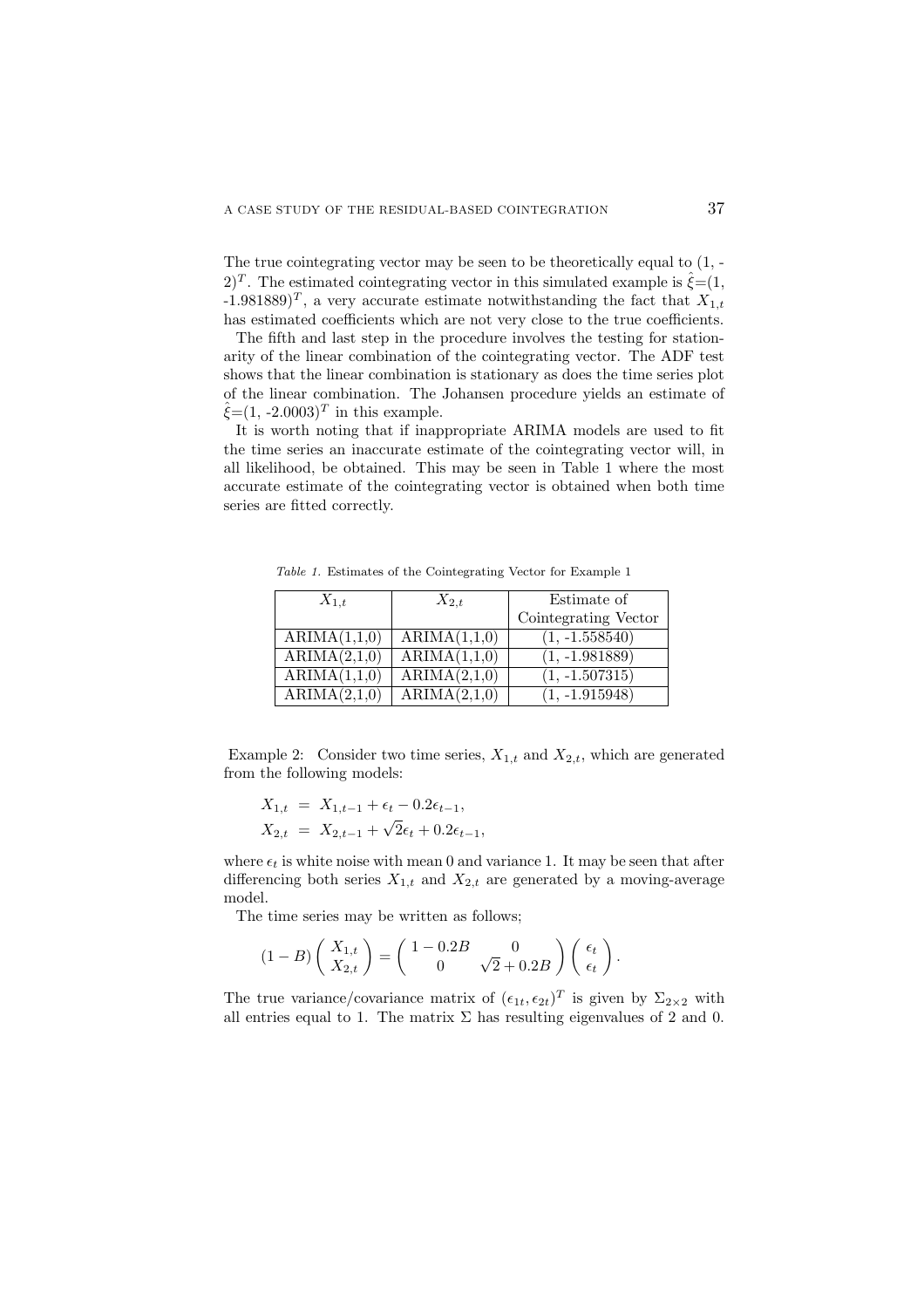The true cointegrating vector may be seen to be theoretically equal to $(1, -2)^T$. The estimated cointegrating vector in this simulated example is $\hat{\xi}$=(1, -1.981889)$^T$, a very accurate estimate notwithstanding the fact that $X_{1,t}$ has estimated coefficients which are not very close to the true coefficients.

The fifth and last step in the procedure involves the testing for stationarity of the linear combination of the cointegrating vector. The ADF test shows that the linear combination is stationary as does the time series plot of the linear combination. The Johansen procedure yields an estimate of $\hat{\xi}$=(1, -2.0003)$^T$ in this example.

It is worth noting that if inappropriate ARIMA models are used to fit the time series an inaccurate estimate of the cointegrating vector will, in all likelihood, be obtained. This may be seen in Table 1 where the most accurate estimate of the cointegrating vector is obtained when both time series are fitted correctly.

*Table 1.* Estimates of the Cointegrating Vector for Example 1

| $X_{1,t}$ | $X_{2,t}$ | Estimate of Cointegrating Vector |
|---|---|---|
| ARIMA(1,1,0) | ARIMA(1,1,0) | (1, -1.558540) |
| ARIMA(2,1,0) | ARIMA(1,1,0) | (1, -1.981889) |
| ARIMA(1,1,0) | ARIMA(2,1,0) | (1, -1.507315) |
| ARIMA(2,1,0) | ARIMA(2,1,0) | (1, -1.915948) |

Example 2: Consider two time series, $X_{1,t}$ and $X_{2,t}$, which are generated from the following models:

$$
\begin{aligned}
X_{1,t} &= X_{1,t-1} + \epsilon_t - 0.2\epsilon_{t-1}, \\
X_{2,t} &= X_{2,t-1} + \sqrt{2}\epsilon_t + 0.2\epsilon_{t-1},
\end{aligned}
$$

where $\epsilon_t$ is white noise with mean 0 and variance 1. It may be seen that after differencing both series $X_{1,t}$ and $X_{2,t}$ are generated by a moving-average model.

The time series may be written as follows;

$$
(1-B)\begin{pmatrix} X_{1,t} \\ X_{2,t} \end{pmatrix} = \begin{pmatrix} 1-0.2B & 0 \\ 0 & \sqrt{2}+0.2B \end{pmatrix} \begin{pmatrix} \epsilon_t \\ \epsilon_t \end{pmatrix}.
$$

The true variance/covariance matrix of $(\epsilon_{1t}, \epsilon_{2t})^T$ is given by $\Sigma_{2\times 2}$ with all entries equal to 1. The matrix $\Sigma$ has resulting eigenvalues of 2 and 0.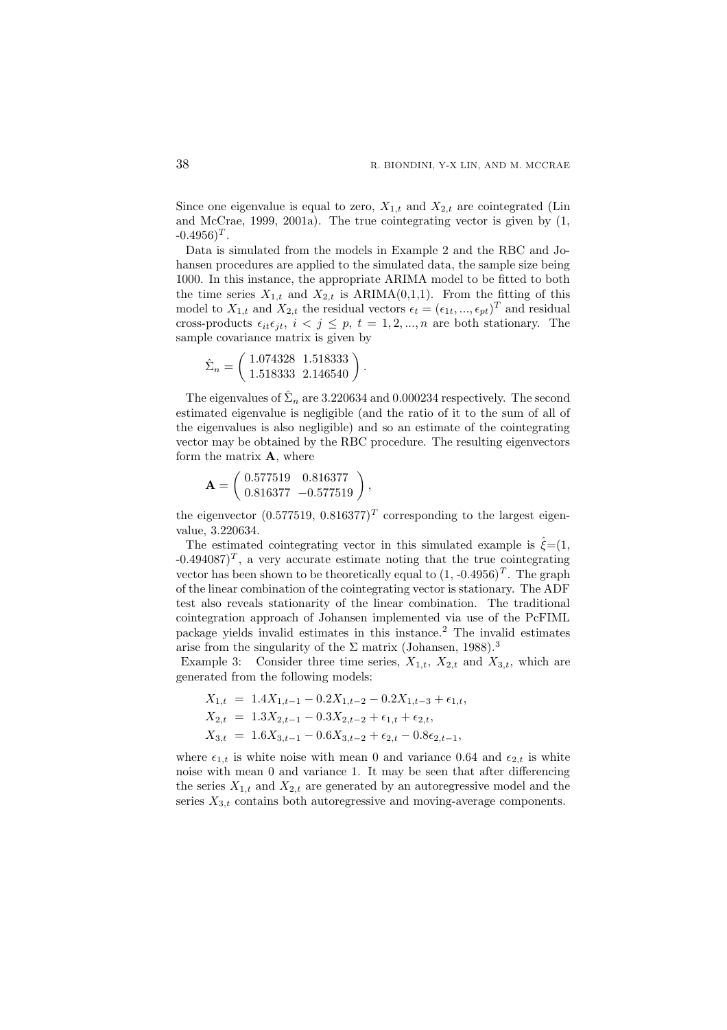Since one eigenvalue is equal to zero, $X_{1,t}$ and $X_{2,t}$ are cointegrated (Lin and McCrae, 1999, 2001a). The true cointegrating vector is given by $(1, -0.4956)^T$.

Data is simulated from the models in Example 2 and the RBC and Johansen procedures are applied to the simulated data, the sample size being 1000. In this instance, the appropriate ARIMA model to be fitted to both the time series $X_{1,t}$ and $X_{2,t}$ is ARIMA(0,1,1). From the fitting of this model to $X_{1,t}$ and $X_{2,t}$ the residual vectors $\epsilon_t = (\epsilon_{1t}, ..., \epsilon_{pt})^T$ and residual cross-products $\epsilon_{it}\epsilon_{jt}$, $i < j \leq p$, $t = 1, 2, ..., n$ are both stationary. The sample covariance matrix is given by

$$\hat{\Sigma}_n = \begin{pmatrix} 1.074328 & 1.518333 \\ 1.518333 & 2.146540 \end{pmatrix}.$$

The eigenvalues of $\hat{\Sigma}_n$ are 3.220634 and 0.000234 respectively. The second estimated eigenvalue is negligible (and the ratio of it to the sum of all of the eigenvalues is also negligible) and so an estimate of the cointegrating vector may be obtained by the RBC procedure. The resulting eigenvectors form the matrix $\mathbf{A}$, where

$$\mathbf{A} = \begin{pmatrix} 0.577519 & 0.816377 \\ 0.816377 & -0.577519 \end{pmatrix},$$

the eigenvector $(0.577519, 0.816377)^T$ corresponding to the largest eigenvalue, 3.220634.

The estimated cointegrating vector in this simulated example is $\hat{\xi}=(1, -0.494087)^T$, a very accurate estimate noting that the true cointegrating vector has been shown to be theoretically equal to $(1, -0.4956)^T$. The graph of the linear combination of the cointegrating vector is stationary. The ADF test also reveals stationarity of the linear combination. The traditional cointegration approach of Johansen implemented via use of the PcFIML package yields invalid estimates in this instance.[2] The invalid estimates arise from the singularity of the $\Sigma$ matrix (Johansen, 1988).[3]

Example 3: Consider three time series, $X_{1,t}$, $X_{2,t}$ and $X_{3,t}$, which are generated from the following models:

$$\begin{aligned}
X_{1,t} &= 1.4X_{1,t-1} - 0.2X_{1,t-2} - 0.2X_{1,t-3} + \epsilon_{1,t}, \\
X_{2,t} &= 1.3X_{2,t-1} - 0.3X_{2,t-2} + \epsilon_{1,t} + \epsilon_{2,t}, \\
X_{3,t} &= 1.6X_{3,t-1} - 0.6X_{3,t-2} + \epsilon_{2,t} - 0.8\epsilon_{2,t-1},
\end{aligned}$$

where $\epsilon_{1,t}$ is white noise with mean 0 and variance 0.64 and $\epsilon_{2,t}$ is white noise with mean 0 and variance 1. It may be seen that after differencing the series $X_{1,t}$ and $X_{2,t}$ are generated by an autoregressive model and the series $X_{3,t}$ contains both autoregressive and moving-average components.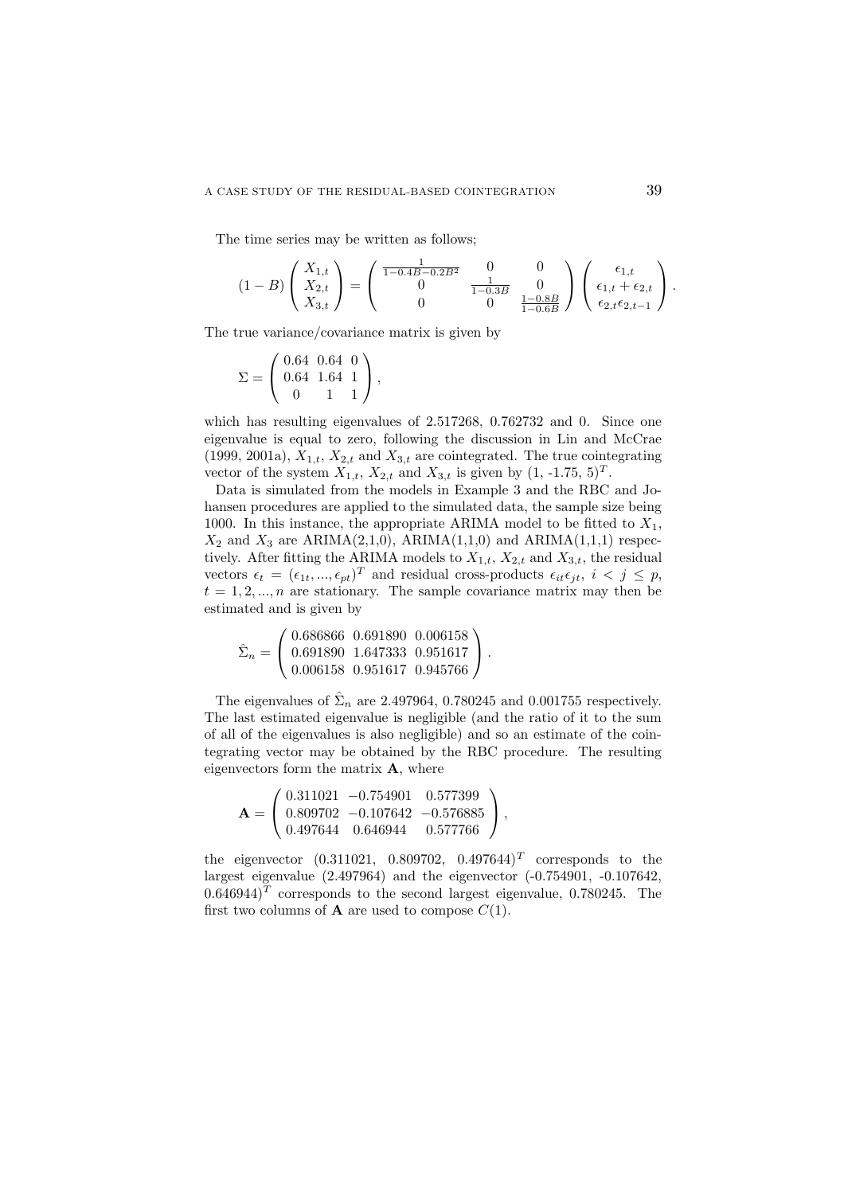The time series may be written as follows;

$$
(1-B)\begin{pmatrix} X_{1,t} \\ X_{2,t} \\ X_{3,t} \end{pmatrix} = \begin{pmatrix} \frac{1}{1-0.4B-0.2B^2} & 0 & 0 \\ 0 & \frac{1}{1-0.3B} & 0 \\ 0 & 0 & \frac{1-0.8B}{1-0.6B} \end{pmatrix} \begin{pmatrix} \epsilon_{1,t} \\ \epsilon_{1,t}+\epsilon_{2,t} \\ \epsilon_{2,t}\epsilon_{2,t-1} \end{pmatrix}.
$$

The true variance/covariance matrix is given by

$$
\Sigma = \begin{pmatrix} 0.64 & 0.64 & 0 \\ 0.64 & 1.64 & 1 \\ 0 & 1 & 1 \end{pmatrix},
$$

which has resulting eigenvalues of 2.517268, 0.762732 and 0. Since one eigenvalue is equal to zero, following the discussion in Lin and McCrae (1999, 2001a), $X_{1,t}$, $X_{2,t}$ and $X_{3,t}$ are cointegrated. The true cointegrating vector of the system $X_{1,t}$, $X_{2,t}$ and $X_{3,t}$ is given by $(1, \text{-}1.75, 5)^T$.

Data is simulated from the models in Example 3 and the RBC and Johansen procedures are applied to the simulated data, the sample size being 1000. In this instance, the appropriate ARIMA model to be fitted to $X_1$, $X_2$ and $X_3$ are ARIMA(2,1,0), ARIMA(1,1,0) and ARIMA(1,1,1) respectively. After fitting the ARIMA models to $X_{1,t}$, $X_{2,t}$ and $X_{3,t}$, the residual vectors $\epsilon_t = (\epsilon_{1t}, ..., \epsilon_{pt})^T$ and residual cross-products $\epsilon_{it}\epsilon_{jt}$, $i < j \leq p$, $t = 1, 2, ..., n$ are stationary. The sample covariance matrix may then be estimated and is given by

$$
\hat{\Sigma}_n = \begin{pmatrix} 0.686866 & 0.691890 & 0.006158 \\ 0.691890 & 1.647333 & 0.951617 \\ 0.006158 & 0.951617 & 0.945766 \end{pmatrix}.
$$

The eigenvalues of $\hat{\Sigma}_n$ are 2.497964, 0.780245 and 0.001755 respectively. The last estimated eigenvalue is negligible (and the ratio of it to the sum of all of the eigenvalues is also negligible) and so an estimate of the cointegrating vector may be obtained by the RBC procedure. The resulting eigenvectors form the matrix $\mathbf{A}$, where

$$
\mathbf{A} = \begin{pmatrix} 0.311021 & -0.754901 & 0.577399 \\ 0.809702 & -0.107642 & -0.576885 \\ 0.497644 & 0.646944 & 0.577766 \end{pmatrix},
$$

the eigenvector $(0.311021,\ 0.809702,\ 0.497644)^T$ corresponds to the largest eigenvalue (2.497964) and the eigenvector $(\text{-}0.754901,\ \text{-}0.107642,\ 0.646944)^T$ corresponds to the second largest eigenvalue, 0.780245. The first two columns of $\mathbf{A}$ are used to compose $C(1)$.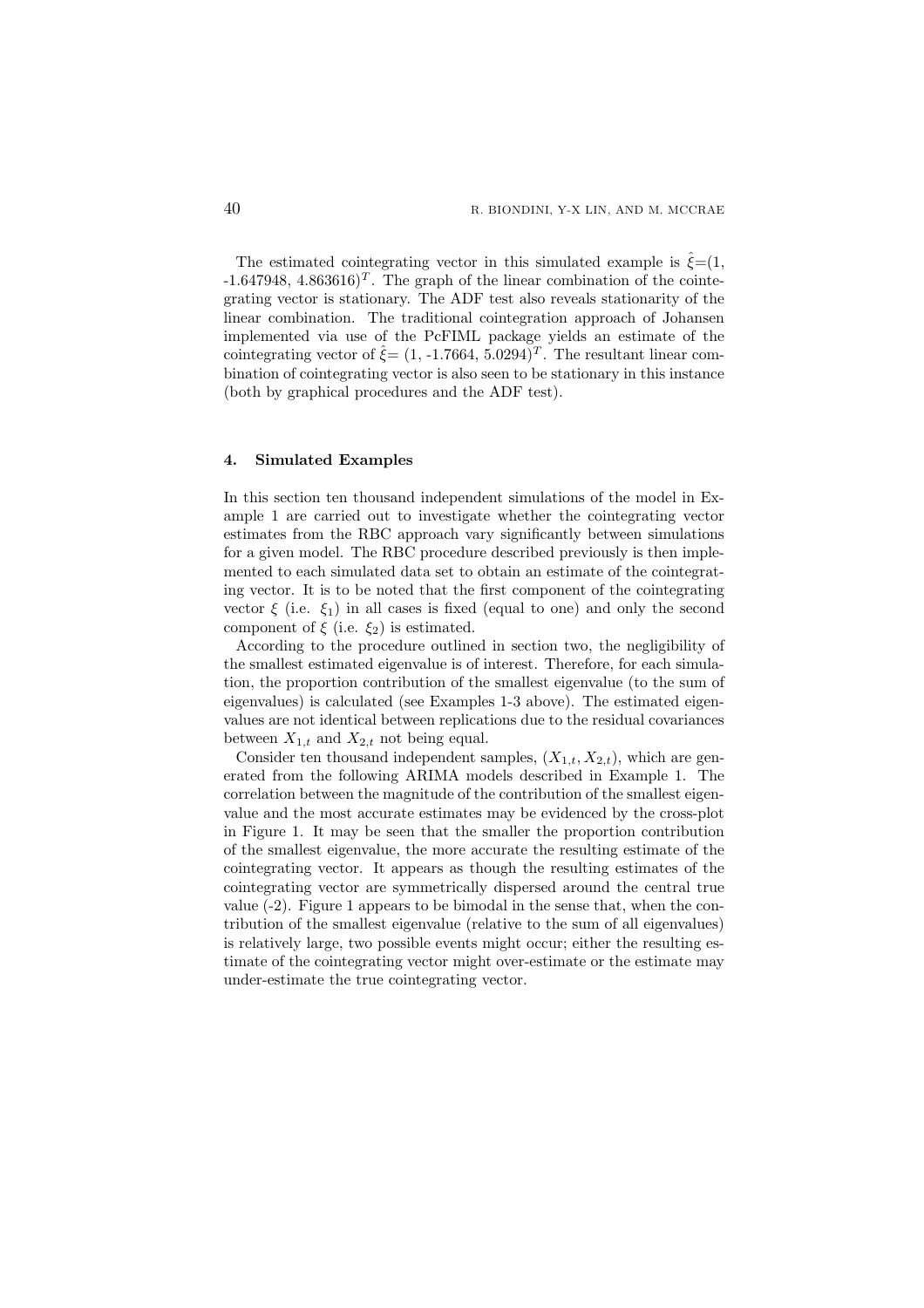The estimated cointegrating vector in this simulated example is $\hat{\xi}=(1, -1.647948, 4.863616)^T$. The graph of the linear combination of the cointegrating vector is stationary. The ADF test also reveals stationarity of the linear combination. The traditional cointegration approach of Johansen implemented via use of the PcFIML package yields an estimate of the cointegrating vector of $\hat{\xi}= (1, -1.7664, 5.0294)^T$. The resultant linear combination of cointegrating vector is also seen to be stationary in this instance (both by graphical procedures and the ADF test).

## 4. Simulated Examples

In this section ten thousand independent simulations of the model in Example 1 are carried out to investigate whether the cointegrating vector estimates from the RBC approach vary significantly between simulations for a given model. The RBC procedure described previously is then implemented to each simulated data set to obtain an estimate of the cointegrating vector. It is to be noted that the first component of the cointegrating vector $\xi$ (i.e. $\xi_1$) in all cases is fixed (equal to one) and only the second component of $\xi$ (i.e. $\xi_2$) is estimated.

According to the procedure outlined in section two, the negligibility of the smallest estimated eigenvalue is of interest. Therefore, for each simulation, the proportion contribution of the smallest eigenvalue (to the sum of eigenvalues) is calculated (see Examples 1-3 above). The estimated eigenvalues are not identical between replications due to the residual covariances between $X_{1,t}$ and $X_{2,t}$ not being equal.

Consider ten thousand independent samples, $(X_{1,t}, X_{2,t})$, which are generated from the following ARIMA models described in Example 1. The correlation between the magnitude of the contribution of the smallest eigenvalue and the most accurate estimates may be evidenced by the cross-plot in Figure 1. It may be seen that the smaller the proportion contribution of the smallest eigenvalue, the more accurate the resulting estimate of the cointegrating vector. It appears as though the resulting estimates of the cointegrating vector are symmetrically dispersed around the central true value (-2). Figure 1 appears to be bimodal in the sense that, when the contribution of the smallest eigenvalue (relative to the sum of all eigenvalues) is relatively large, two possible events might occur; either the resulting estimate of the cointegrating vector might over-estimate or the estimate may under-estimate the true cointegrating vector.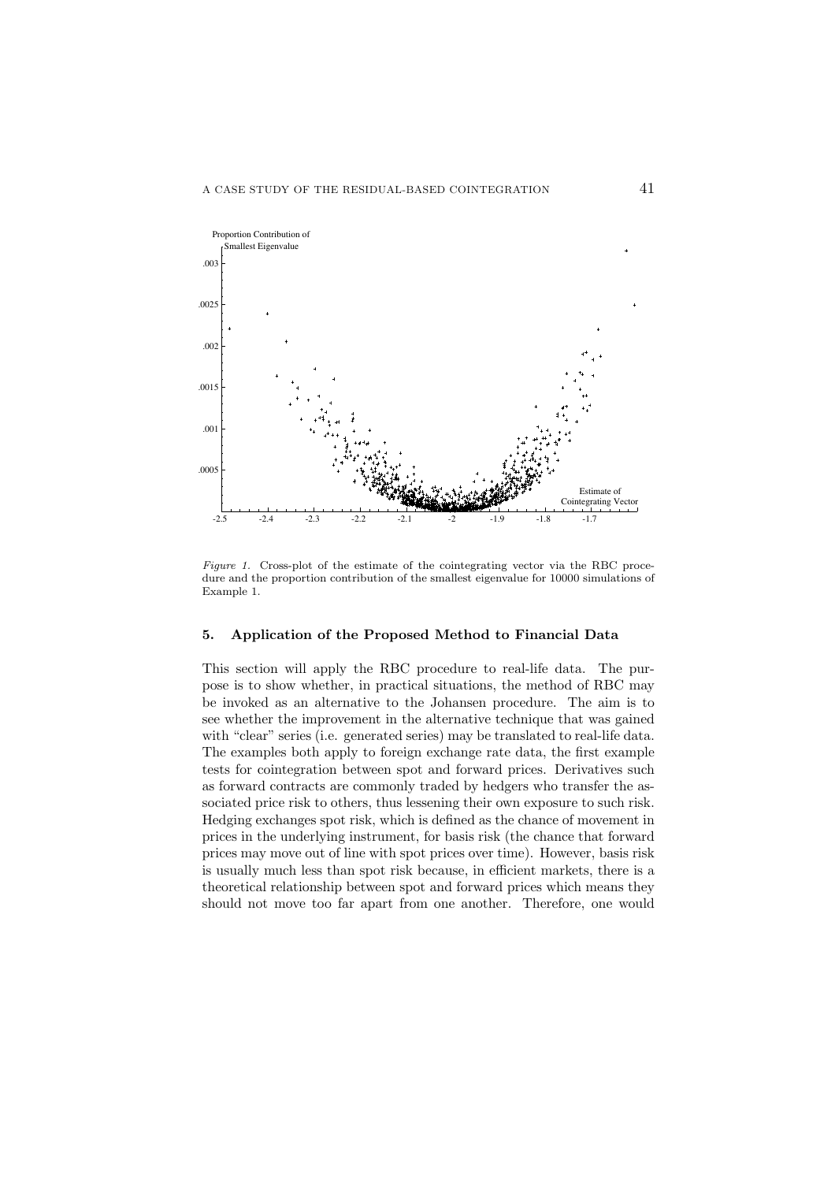Proportion Contribution of
Smallest Eigenvalue

.003

.0025

.002

.0015

.001

.0005

Estimate of
Cointegrating Vector

-2.5 -2.4 -2.3 -2.2 -2.1 -2 -1.9 -1.8 -1.7

*Figure 1.* Cross-plot of the estimate of the cointegrating vector via the RBC procedure and the proportion contribution of the smallest eigenvalue for 10000 simulations of Example 1.

## 5. Application of the Proposed Method to Financial Data

This section will apply the RBC procedure to real-life data. The purpose is to show whether, in practical situations, the method of RBC may be invoked as an alternative to the Johansen procedure. The aim is to see whether the improvement in the alternative technique that was gained with "clear" series (i.e. generated series) may be translated to real-life data. The examples both apply to foreign exchange rate data, the first example tests for cointegration between spot and forward prices. Derivatives such as forward contracts are commonly traded by hedgers who transfer the associated price risk to others, thus lessening their own exposure to such risk. Hedging exchanges spot risk, which is defined as the chance of movement in prices in the underlying instrument, for basis risk (the chance that forward prices may move out of line with spot prices over time). However, basis risk is usually much less than spot risk because, in efficient markets, there is a theoretical relationship between spot and forward prices which means they should not move too far apart from one another. Therefore, one would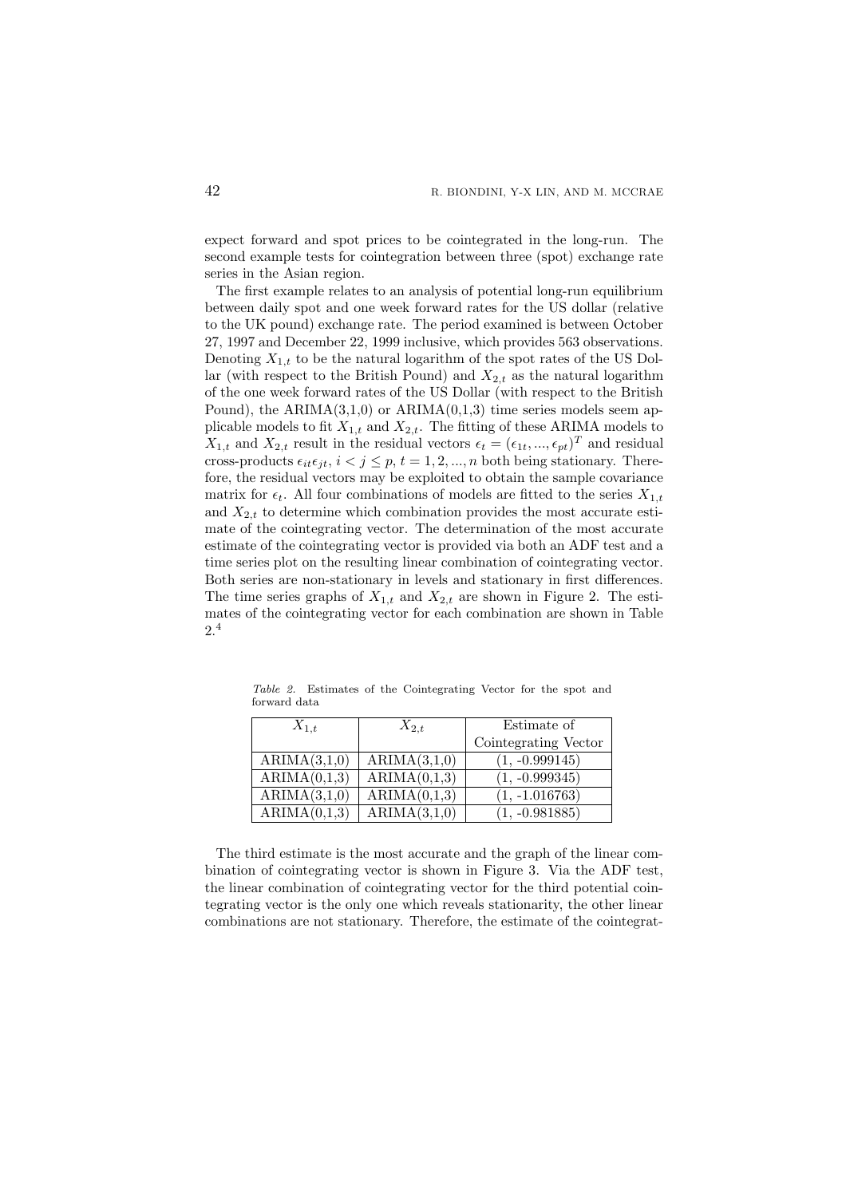expect forward and spot prices to be cointegrated in the long-run. The second example tests for cointegration between three (spot) exchange rate series in the Asian region.

The first example relates to an analysis of potential long-run equilibrium between daily spot and one week forward rates for the US dollar (relative to the UK pound) exchange rate. The period examined is between October 27, 1997 and December 22, 1999 inclusive, which provides 563 observations. Denoting $X_{1,t}$ to be the natural logarithm of the spot rates of the US Dollar (with respect to the British Pound) and $X_{2,t}$ as the natural logarithm of the one week forward rates of the US Dollar (with respect to the British Pound), the ARIMA(3,1,0) or ARIMA(0,1,3) time series models seem applicable models to fit $X_{1,t}$ and $X_{2,t}$. The fitting of these ARIMA models to $X_{1,t}$ and $X_{2,t}$ result in the residual vectors $\epsilon_t = (\epsilon_{1t}, ..., \epsilon_{pt})^T$ and residual cross-products $\epsilon_{it}\epsilon_{jt}$, $i < j \leq p$, $t = 1, 2, ..., n$ both being stationary. Therefore, the residual vectors may be exploited to obtain the sample covariance matrix for $\epsilon_t$. All four combinations of models are fitted to the series $X_{1,t}$ and $X_{2,t}$ to determine which combination provides the most accurate estimate of the cointegrating vector. The determination of the most accurate estimate of the cointegrating vector is provided via both an ADF test and a time series plot on the resulting linear combination of cointegrating vector. Both series are non-stationary in levels and stationary in first differences. The time series graphs of $X_{1,t}$ and $X_{2,t}$ are shown in Figure 2. The estimates of the cointegrating vector for each combination are shown in Table 2.[4]

*Table 2.* Estimates of the Cointegrating Vector for the spot and forward data

| $X_{1,t}$ | $X_{2,t}$ | Estimate of Cointegrating Vector |
|---|---|---|
| ARIMA(3,1,0) | ARIMA(3,1,0) | (1, -0.999145) |
| ARIMA(0,1,3) | ARIMA(0,1,3) | (1, -0.999345) |
| ARIMA(3,1,0) | ARIMA(0,1,3) | (1, -1.016763) |
| ARIMA(0,1,3) | ARIMA(3,1,0) | (1, -0.981885) |

The third estimate is the most accurate and the graph of the linear combination of cointegrating vector is shown in Figure 3. Via the ADF test, the linear combination of cointegrating vector for the third potential cointegrating vector is the only one which reveals stationarity, the other linear combinations are not stationary. Therefore, the estimate of the cointegrat-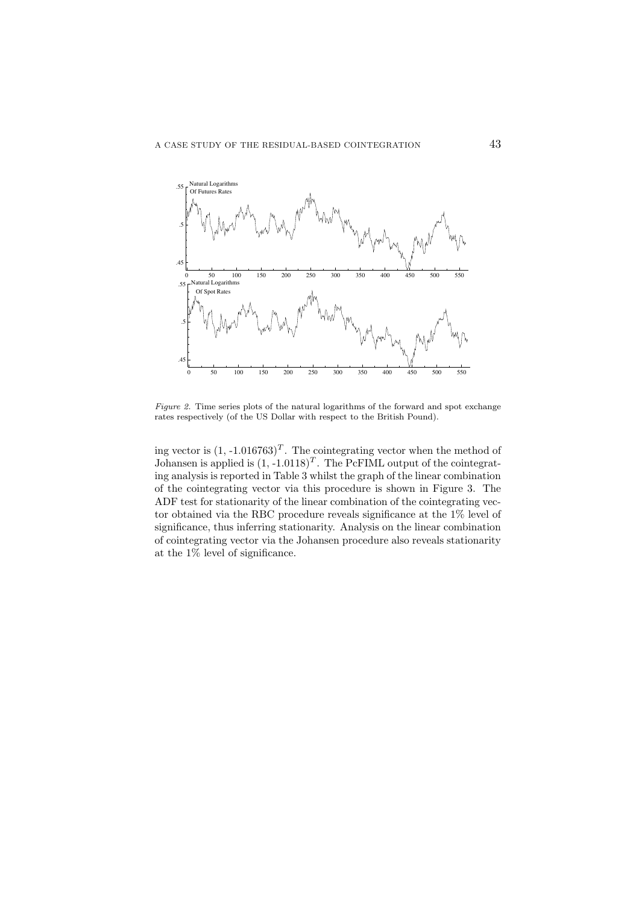Natural Logarithms
Of Futures Rates

.55
.5
.45

0 50 100 150 200 250 300 350 400 450 500 550

Natural Logarithms
Of Spot Rates

.55
.5
.45

0 50 100 150 200 250 300 350 400 450 500 550

*Figure 2.* Time series plots of the natural logarithms of the forward and spot exchange rates respectively (of the US Dollar with respect to the British Pound).

ing vector is $(1, -1.016763)^T$. The cointegrating vector when the method of Johansen is applied is $(1, -1.0118)^T$. The PcFIML output of the cointegrating analysis is reported in Table 3 whilst the graph of the linear combination of the cointegrating vector via this procedure is shown in Figure 3. The ADF test for stationarity of the linear combination of the cointegrating vector obtained via the RBC procedure reveals significance at the 1% level of significance, thus inferring stationarity. Analysis on the linear combination of cointegrating vector via the Johansen procedure also reveals stationarity at the 1% level of significance.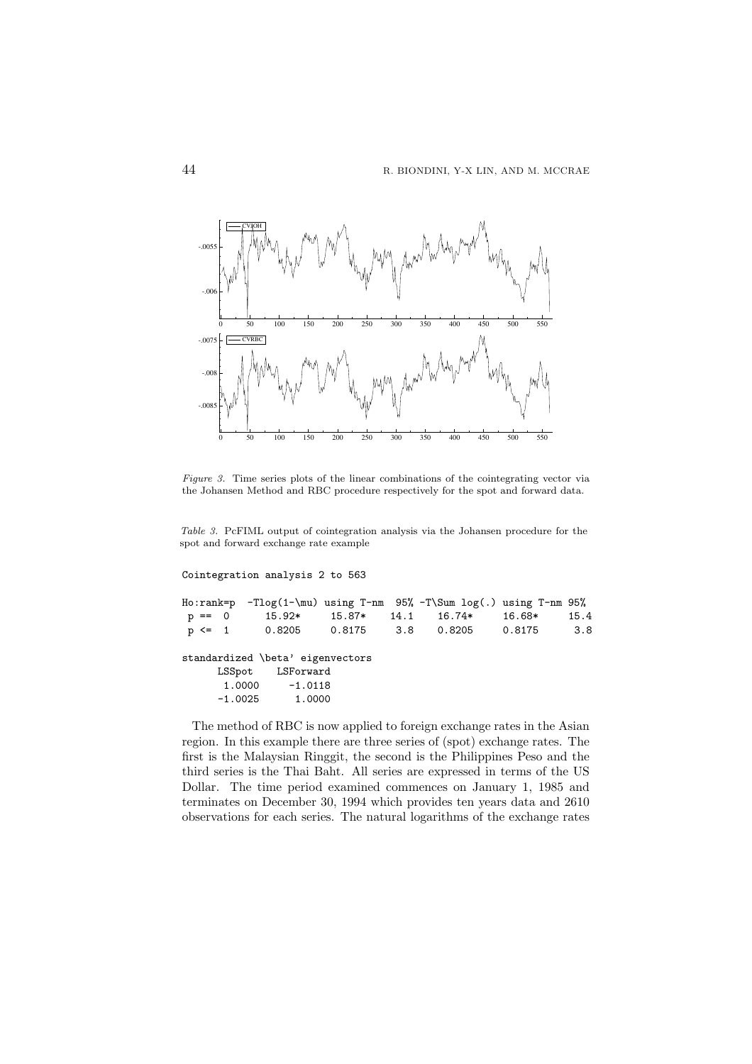*Figure 3.* Time series plots of the linear combinations of the cointegrating vector via the Johansen Method and RBC procedure respectively for the spot and forward data.

*Table 3.* PcFIML output of cointegration analysis via the Johansen procedure for the spot and forward exchange rate example

```
Cointegration analysis 2 to 563

Ho:rank=p  -Tlog(1-\mu) using T-nm  95% -T\Sum log(.) using T-nm 95%
 p == 0      15.92*      15.87*     14.1    16.74*      16.68*     15.4
 p <= 1      0.8205      0.8175     3.8     0.8205      0.8175      3.8

standardized \beta' eigenvectors
      LSSpot    LSForward
       1.0000     -1.0118
      -1.0025      1.0000
```

The method of RBC is now applied to foreign exchange rates in the Asian region. In this example there are three series of (spot) exchange rates. The first is the Malaysian Ringgit, the second is the Philippines Peso and the third series is the Thai Baht. All series are expressed in terms of the US Dollar. The time period examined commences on January 1, 1985 and terminates on December 30, 1994 which provides ten years data and 2610 observations for each series. The natural logarithms of the exchange rates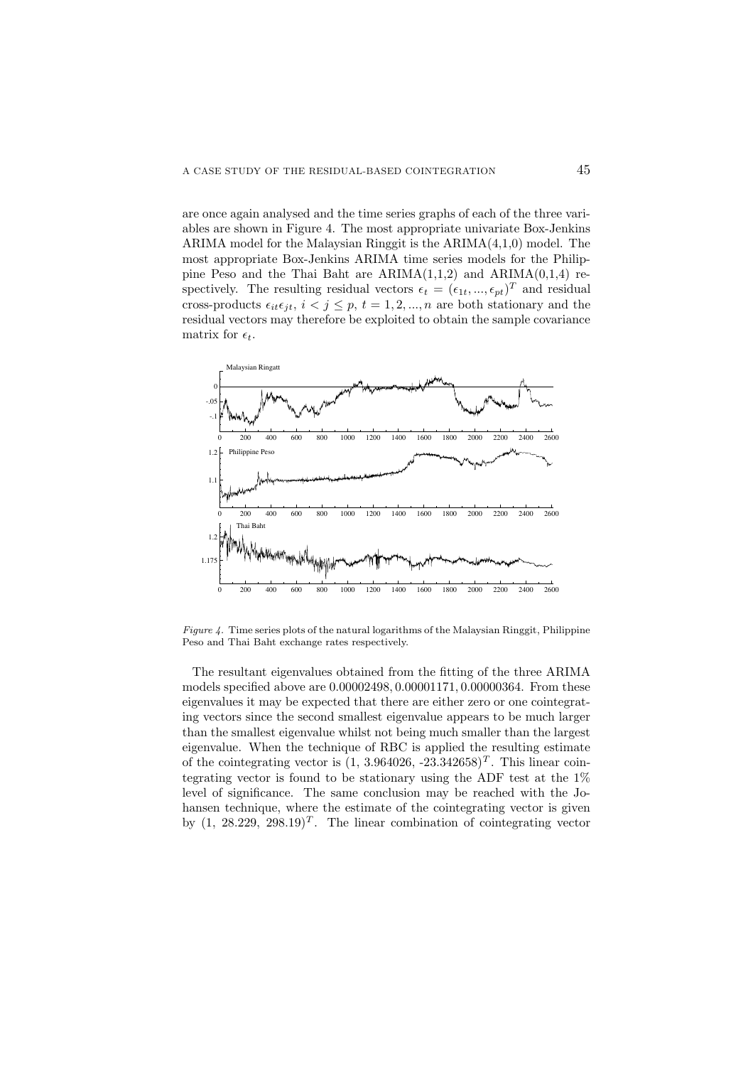are once again analysed and the time series graphs of each of the three variables are shown in Figure 4. The most appropriate univariate Box-Jenkins ARIMA model for the Malaysian Ringgit is the ARIMA(4,1,0) model. The most appropriate Box-Jenkins ARIMA time series models for the Philippine Peso and the Thai Baht are ARIMA(1,1,2) and ARIMA(0,1,4) respectively. The resulting residual vectors $\epsilon_t = (\epsilon_{1t}, ..., \epsilon_{pt})^T$ and residual cross-products $\epsilon_{it}\epsilon_{jt}$, $i < j \leq p$, $t = 1, 2, ..., n$ are both stationary and the residual vectors may therefore be exploited to obtain the sample covariance matrix for $\epsilon_t$.

Malaysian Ringatt

0
-.05
-.1

0 200 400 600 800 1000 1200 1400 1600 1800 2000 2200 2400 2600

Philippine Peso

1.2
1.1

0 200 400 600 800 1000 1200 1400 1600 1800 2000 2200 2400 2600

Thai Baht

1.2
1.175

0 200 400 600 800 1000 1200 1400 1600 1800 2000 2200 2400 2600

*Figure 4.* Time series plots of the natural logarithms of the Malaysian Ringgit, Philippine Peso and Thai Baht exchange rates respectively.

The resultant eigenvalues obtained from the fitting of the three ARIMA models specified above are 0.00002498, 0.00001171, 0.00000364. From these eigenvalues it may be expected that there are either zero or one cointegrating vectors since the second smallest eigenvalue appears to be much larger than the smallest eigenvalue whilst not being much smaller than the largest eigenvalue. When the technique of RBC is applied the resulting estimate of the cointegrating vector is $(1,\ 3.964026,\ -23.342658)^T$. This linear cointegrating vector is found to be stationary using the ADF test at the 1% level of significance. The same conclusion may be reached with the Johansen technique, where the estimate of the cointegrating vector is given by $(1,\ 28.229,\ 298.19)^T$. The linear combination of cointegrating vector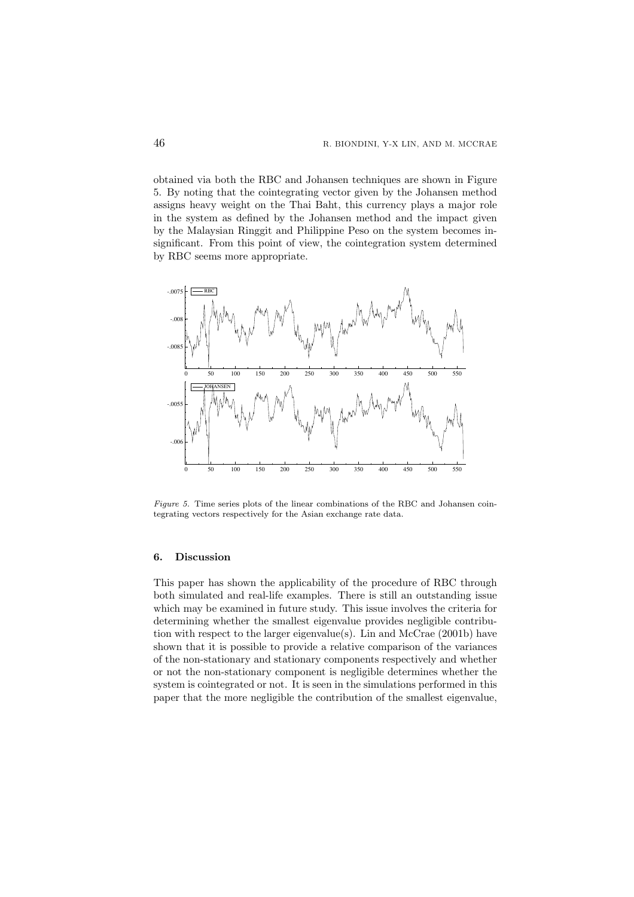obtained via both the RBC and Johansen techniques are shown in Figure 5. By noting that the cointegrating vector given by the Johansen method assigns heavy weight on the Thai Baht, this currency plays a major role in the system as defined by the Johansen method and the impact given by the Malaysian Ringgit and Philippine Peso on the system becomes insignificant. From this point of view, the cointegration system determined by RBC seems more appropriate.

RBC

-.0075

-.008

-.0085

0 50 100 150 200 250 300 350 400 450 500 550

JOHANSEN

-.0055

-.006

0 50 100 150 200 250 300 350 400 450 500 550

*Figure 5.* Time series plots of the linear combinations of the RBC and Johansen cointegrating vectors respectively for the Asian exchange rate data.

## 6. Discussion

This paper has shown the applicability of the procedure of RBC through both simulated and real-life examples. There is still an outstanding issue which may be examined in future study. This issue involves the criteria for determining whether the smallest eigenvalue provides negligible contribution with respect to the larger eigenvalue(s). Lin and McCrae (2001b) have shown that it is possible to provide a relative comparison of the variances of the non-stationary and stationary components respectively and whether or not the non-stationary component is negligible determines whether the system is cointegrated or not. It is seen in the simulations performed in this paper that the more negligible the contribution of the smallest eigenvalue,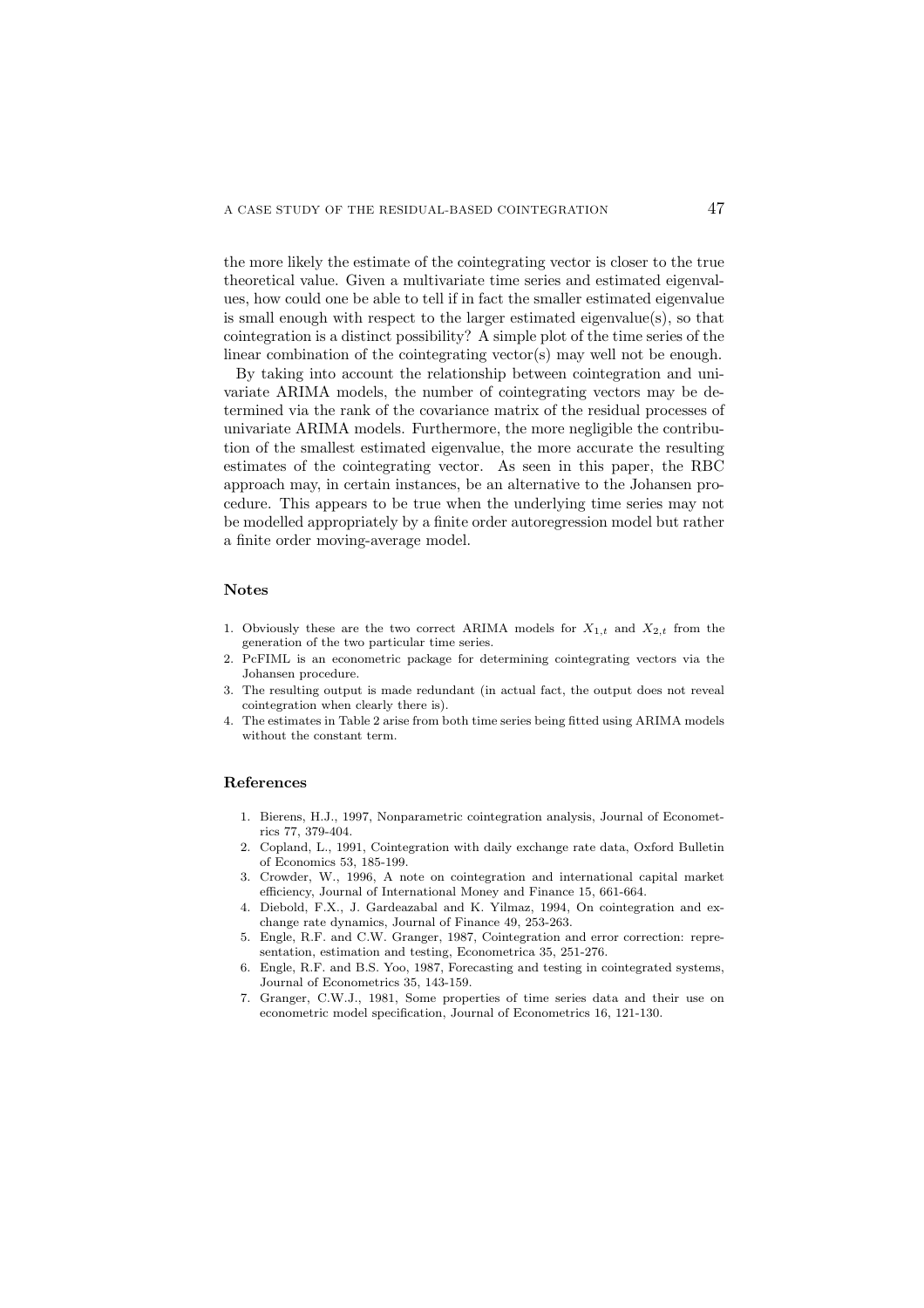the more likely the estimate of the cointegrating vector is closer to the true theoretical value. Given a multivariate time series and estimated eigenvalues, how could one be able to tell if in fact the smaller estimated eigenvalue is small enough with respect to the larger estimated eigenvalue(s), so that cointegration is a distinct possibility? A simple plot of the time series of the linear combination of the cointegrating vector(s) may well not be enough.

By taking into account the relationship between cointegration and univariate ARIMA models, the number of cointegrating vectors may be determined via the rank of the covariance matrix of the residual processes of univariate ARIMA models. Furthermore, the more negligible the contribution of the smallest estimated eigenvalue, the more accurate the resulting estimates of the cointegrating vector. As seen in this paper, the RBC approach may, in certain instances, be an alternative to the Johansen procedure. This appears to be true when the underlying time series may not be modelled appropriately by a finite order autoregression model but rather a finite order moving-average model.

## Notes

1. Obviously these are the two correct ARIMA models for $X_{1,t}$ and $X_{2,t}$ from the generation of the two particular time series.
2. PcFIML is an econometric package for determining cointegrating vectors via the Johansen procedure.
3. The resulting output is made redundant (in actual fact, the output does not reveal cointegration when clearly there is).
4. The estimates in Table 2 arise from both time series being fitted using ARIMA models without the constant term.

## References

1. Bierens, H.J., 1997, Nonparametric cointegration analysis, Journal of Econometrics 77, 379-404.
2. Copland, L., 1991, Cointegration with daily exchange rate data, Oxford Bulletin of Economics 53, 185-199.
3. Crowder, W., 1996, A note on cointegration and international capital market efficiency, Journal of International Money and Finance 15, 661-664.
4. Diebold, F.X., J. Gardeazabal and K. Yilmaz, 1994, On cointegration and exchange rate dynamics, Journal of Finance 49, 253-263.
5. Engle, R.F. and C.W. Granger, 1987, Cointegration and error correction: representation, estimation and testing, Econometrica 35, 251-276.
6. Engle, R.F. and B.S. Yoo, 1987, Forecasting and testing in cointegrated systems, Journal of Econometrics 35, 143-159.
7. Granger, C.W.J., 1981, Some properties of time series data and their use on econometric model specification, Journal of Econometrics 16, 121-130.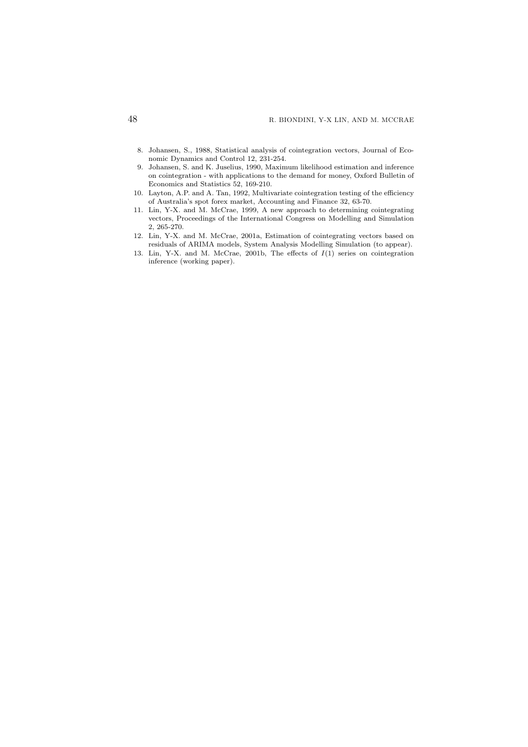8. Johansen, S., 1988, Statistical analysis of cointegration vectors, Journal of Economic Dynamics and Control 12, 231-254.
9. Johansen, S. and K. Juselius, 1990, Maximum likelihood estimation and inference on cointegration - with applications to the demand for money, Oxford Bulletin of Economics and Statistics 52, 169-210.
10. Layton, A.P. and A. Tan, 1992, Multivariate cointegration testing of the efficiency of Australia's spot forex market, Accounting and Finance 32, 63-70.
11. Lin, Y-X. and M. McCrae, 1999, A new approach to determining cointegrating vectors, Proceedings of the International Congress on Modelling and Simulation 2, 265-270.
12. Lin, Y-X. and M. McCrae, 2001a, Estimation of cointegrating vectors based on residuals of ARIMA models, System Analysis Modelling Simulation (to appear).
13. Lin, Y-X. and M. McCrae, 2001b, The effects of $I(1)$ series on cointegration inference (working paper).